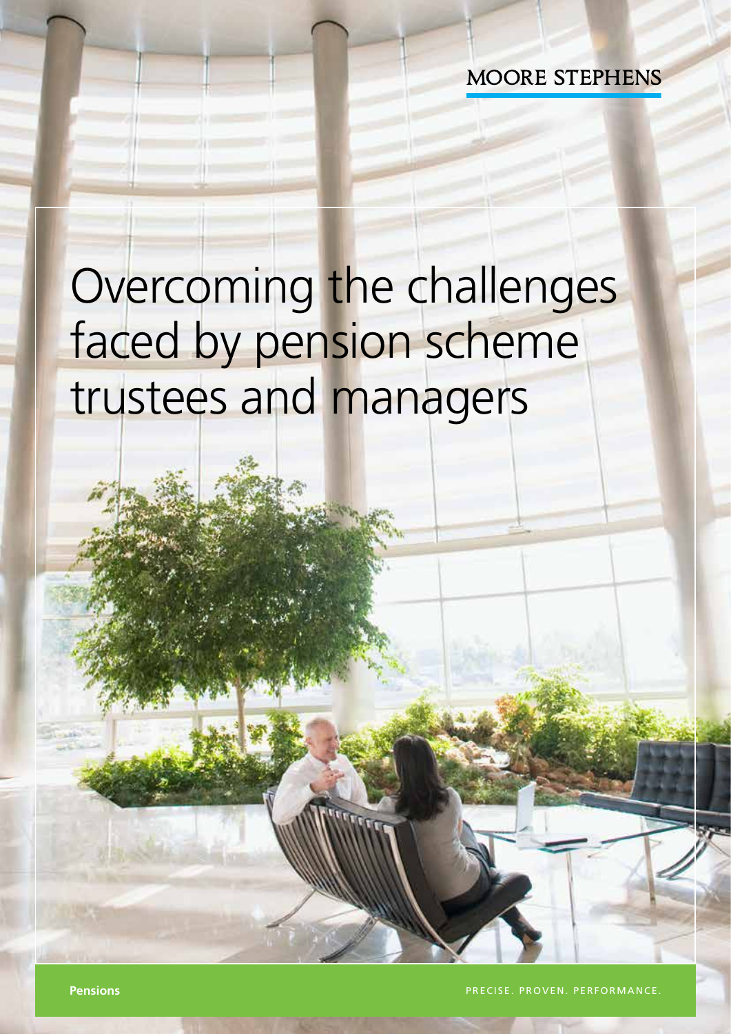MOORE STEPHENS

# Overcoming the challenges faced by pension scheme trustees and managers

**Pensions**

PRECISE. PROVEN. PERFORMANCE.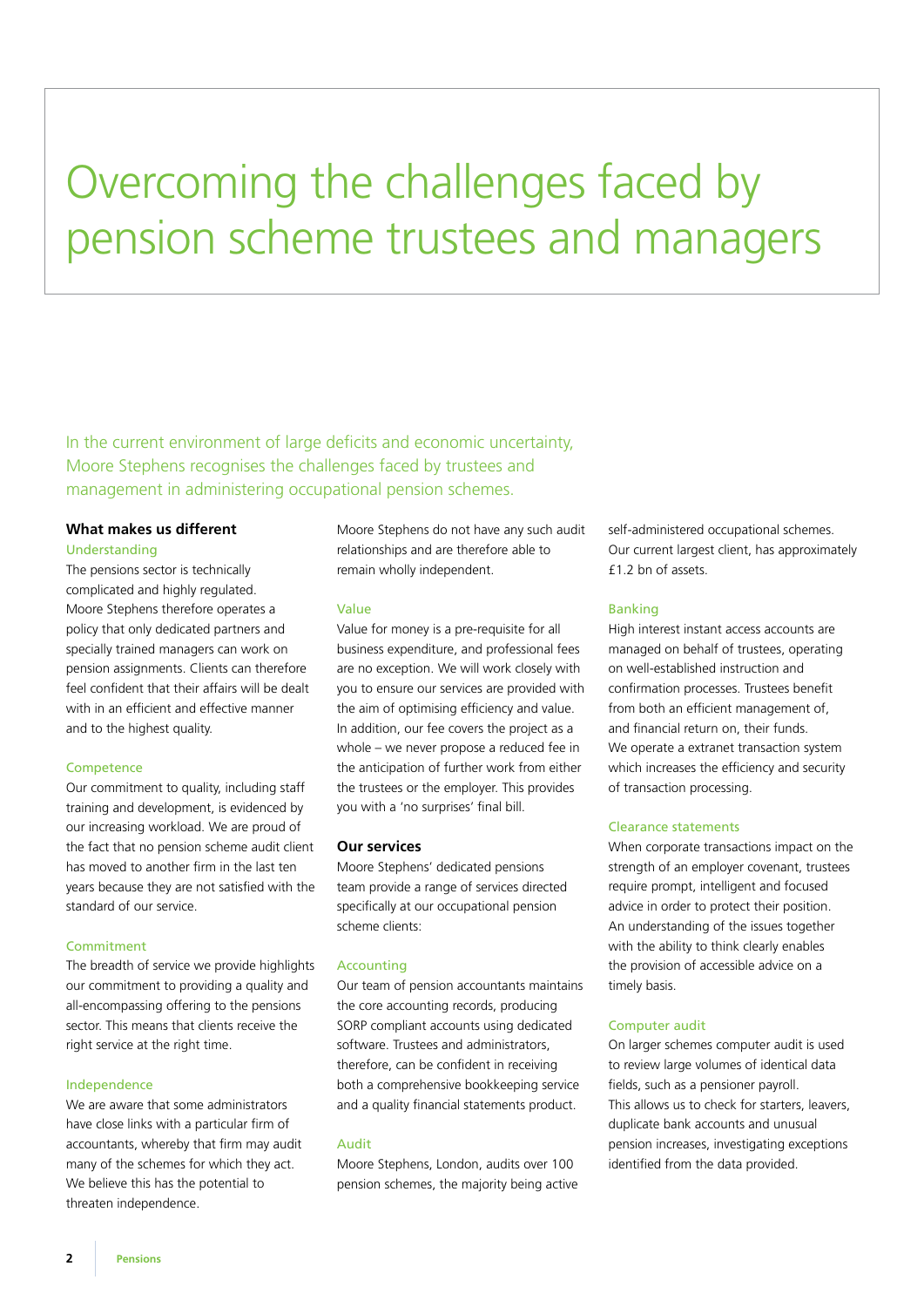# Overcoming the challenges faced by pension scheme trustees and managers

In the current environment of large deficits and economic uncertainty, Moore Stephens recognises the challenges faced by trustees and management in administering occupational pension schemes.

## What makes us different

### Understanding

The pensions sector is technically complicated and highly regulated. Moore Stephens therefore operates a policy that only dedicated partners and specially trained managers can work on pension assignments. Clients can therefore feel confident that their affairs will be dealt with in an efficient and effective manner and to the highest quality.

### Competence

Our commitment to quality, including staff training and development, is evidenced by our increasing workload. We are proud of the fact that no pension scheme audit client has moved to another firm in the last ten years because they are not satisfied with the standard of our service.

### Commitment

The breadth of service we provide highlights our commitment to providing a quality and all-encompassing offering to the pensions sector. This means that clients receive the right service at the right time.

### Independence

We are aware that some administrators have close links with a particular firm of accountants, whereby that firm may audit many of the schemes for which they act. We believe this has the potential to threaten independence. Moore Stephens do not have any such audit relationships and are therefore able to remain wholly independent.

### Value

Value for money is a pre-requisite for all business expenditure, and professional fees are no exception. We will work closely with you to ensure our services are provided with the aim of optimising efficiency and value. In addition, our fee covers the project as a whole – we never propose a reduced fee in the anticipation of further work from either the trustees or the employer. This provides you with a 'no surprises' final bill.

## Our services

Moore Stephens' dedicated pensions team provide a range of services directed specifically at our occupational pension scheme clients:

### Accounting

Our team of pension accountants maintains the core accounting records, producing SORP compliant accounts using dedicated software. Trustees and administrators, therefore, can be confident in receiving both a comprehensive bookkeeping service and a quality financial statements product.

### Audit

Moore Stephens, London, audits over 100 pension schemes, the majority being active self-administered occupational schemes. Our current largest client, has approximately £1.2 bn of assets.

### Banking

High interest instant access accounts are managed on behalf of trustees, operating on well-established instruction and confirmation processes. Trustees benefit from both an efficient management of, and financial return on, their funds. We operate a extranet transaction system which increases the efficiency and security of transaction processing.

### Clearance statements

When corporate transactions impact on the strength of an employer covenant, trustees require prompt, intelligent and focused advice in order to protect their position. An understanding of the issues together with the ability to think clearly enables the provision of accessible advice on a timely basis.

### Computer audit

On larger schemes computer audit is used to review large volumes of identical data fields, such as a pensioner payroll. This allows us to check for starters, leavers, duplicate bank accounts and unusual pension increases, investigating exceptions identified from the data provided.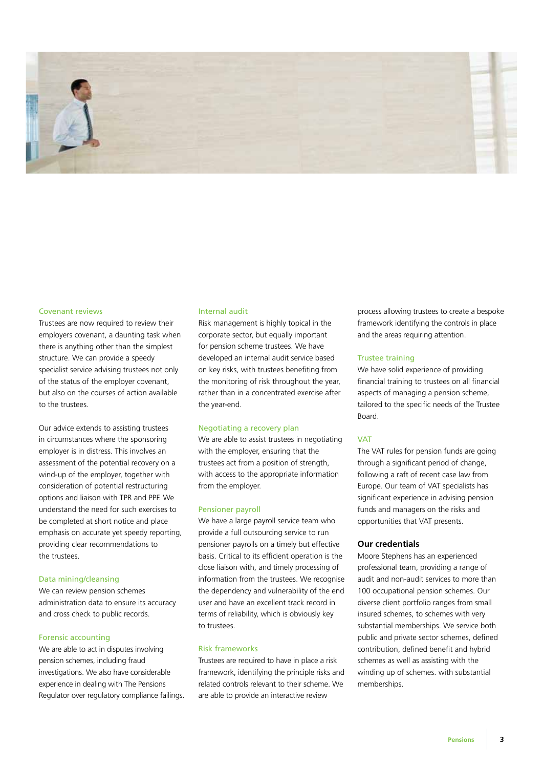### Covenant reviews

Trustees are now required to review their employers covenant, a daunting task when there is anything other than the simplest structure. We can provide a speedy specialist service advising trustees not only of the status of the employer covenant, but also on the courses of action available to the trustees.

Our advice extends to assisting trustees in circumstances where the sponsoring employer is in distress. This involves an assessment of the potential recovery on a wind-up of the employer, together with consideration of potential restructuring options and liaison with TPR and PPF. We understand the need for such exercises to be completed at short notice and place emphasis on accurate yet speedy reporting, providing clear recommendations to the trustees.

### Data mining/cleansing

We can review pension schemes administration data to ensure its accuracy and cross check to public records.

### Forensic accounting

We are able to act in disputes involving pension schemes, including fraud investigations. We also have considerable experience in dealing with The Pensions Regulator over regulatory compliance failings.

### Internal audit

Risk management is highly topical in the corporate sector, but equally important for pension scheme trustees. We have developed an internal audit service based on key risks, with trustees benefiting from the monitoring of risk throughout the year, rather than in a concentrated exercise after the year-end.

### Negotiating a recovery plan

We are able to assist trustees in negotiating with the employer, ensuring that the trustees act from a position of strength, with access to the appropriate information from the employer.

### Pensioner payroll

We have a large payroll service team who provide a full outsourcing service to run pensioner payrolls on a timely but effective basis. Critical to its efficient operation is the close liaison with, and timely processing of information from the trustees. We recognise the dependency and vulnerability of the end user and have an excellent track record in terms of reliability, which is obviously key to trustees.

### Risk frameworks

Trustees are required to have in place a risk framework, identifying the principle risks and related controls relevant to their scheme. We are able to provide an interactive review process allowing trustees to create a bespoke framework identifying the controls in place and the areas requiring attention.

### Trustee training

We have solid experience of providing financial training to trustees on all financial aspects of managing a pension scheme, tailored to the specific needs of the Trustee Board.

### VAT

The VAT rules for pension funds are going through a significant period of change, following a raft of recent case law from Europe. Our team of VAT specialists has significant experience in advising pension funds and managers on the risks and opportunities that VAT presents.

## Our credentials

Moore Stephens has an experienced professional team, providing a range of audit and non-audit services to more than 100 occupational pension schemes. Our diverse client portfolio ranges from small insured schemes, to schemes with very substantial memberships. We service both public and private sector schemes, defined contribution, defined benefit and hybrid schemes as well as assisting with the winding up of schemes. with substantial memberships.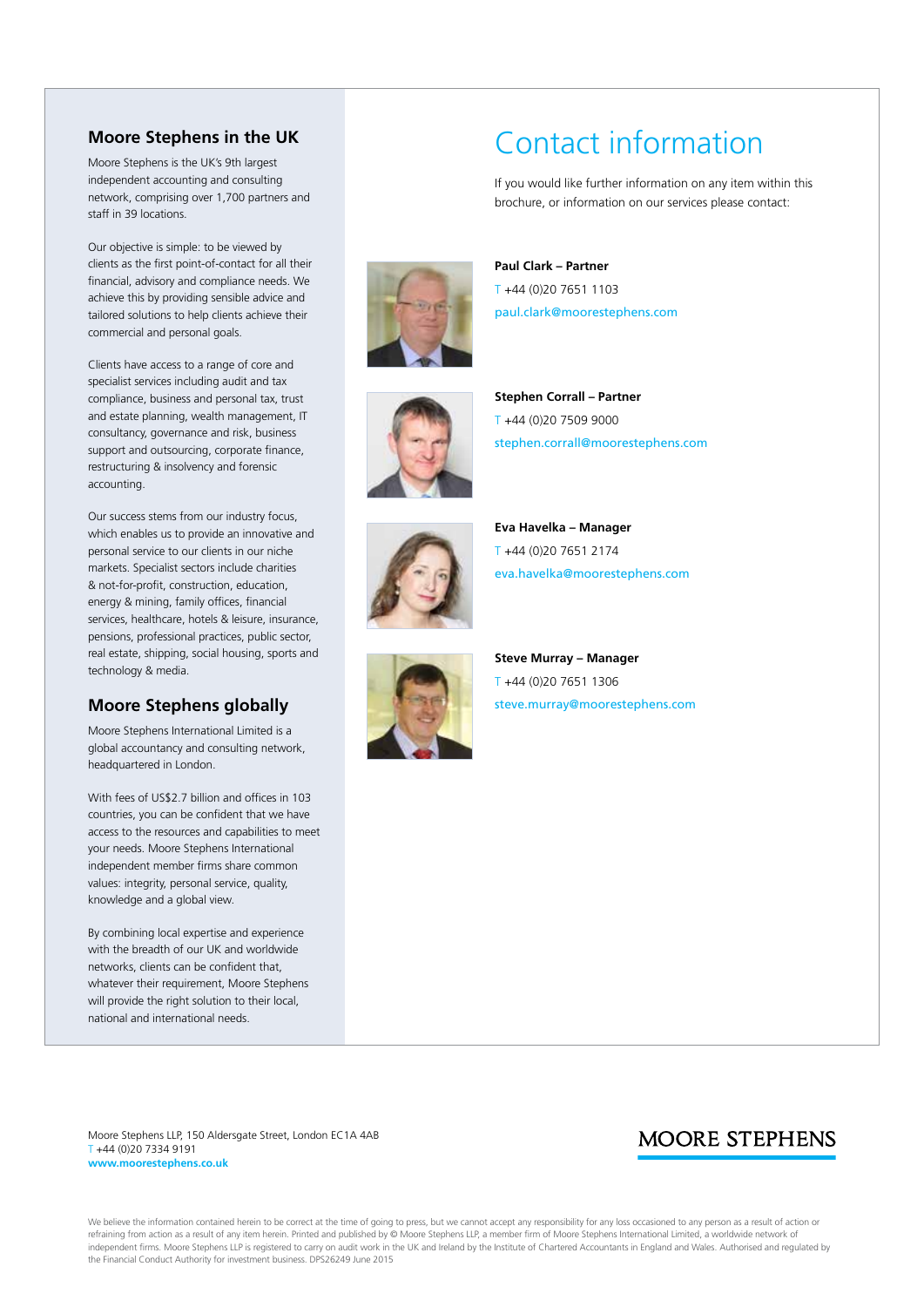## Moore Stephens in the UK

Moore Stephens is the UK's 9th largest independent accounting and consulting network, comprising over 1,700 partners and staff in 39 locations.

Our objective is simple: to be viewed by clients as the first point-of-contact for all their financial, advisory and compliance needs. We achieve this by providing sensible advice and tailored solutions to help clients achieve their commercial and personal goals.

Clients have access to a range of core and specialist services including audit and tax compliance, business and personal tax, trust and estate planning, wealth management, IT consultancy, governance and risk, business support and outsourcing, corporate finance, restructuring & insolvency and forensic accounting.

Our success stems from our industry focus, which enables us to provide an innovative and personal service to our clients in our niche markets. Specialist sectors include charities & not-for-profit, construction, education, energy & mining, family offices, financial services, healthcare, hotels & leisure, insurance, pensions, professional practices, public sector, real estate, shipping, social housing, sports and technology & media.

## Moore Stephens globally

Moore Stephens International Limited is a global accountancy and consulting network, headquartered in London.

With fees of US$2.7 billion and offices in 103 countries, you can be confident that we have access to the resources and capabilities to meet your needs. Moore Stephens International independent member firms share common values: integrity, personal service, quality, knowledge and a global view.

By combining local expertise and experience with the breadth of our UK and worldwide networks, clients can be confident that, whatever their requirement, Moore Stephens will provide the right solution to their local, national and international needs.

# Contact information

If you would like further information on any item within this brochure, or information on our services please contact:

**Paul Clark – Partner**
T +44 (0)20 7651 1103
paul.clark@moorestephens.com

**Stephen Corrall – Partner**
T +44 (0)20 7509 9000
stephen.corrall@moorestephens.com

**Eva Havelka – Manager**
T +44 (0)20 7651 2174
eva.havelka@moorestephens.com

**Steve Murray – Manager**
T +44 (0)20 7651 1306
steve.murray@moorestephens.com

Moore Stephens LLP, 150 Aldersgate Street, London EC1A 4AB
T +44 (0)20 7334 9191
**www.moorestephens.co.uk**

MOORE STEPHENS

We believe the information contained herein to be correct at the time of going to press, but we cannot accept any responsibility for any loss occasioned to any person as a result of action or refraining from action as a result of any item herein. Printed and published by © Moore Stephens LLP, a member firm of Moore Stephens International Limited, a worldwide network of independent firms. Moore Stephens LLP is registered to carry on audit work in the UK and Ireland by the Institute of Chartered Accountants in England and Wales. Authorised and regulated by the Financial Conduct Authority for investment business. DPS26249 June 2015